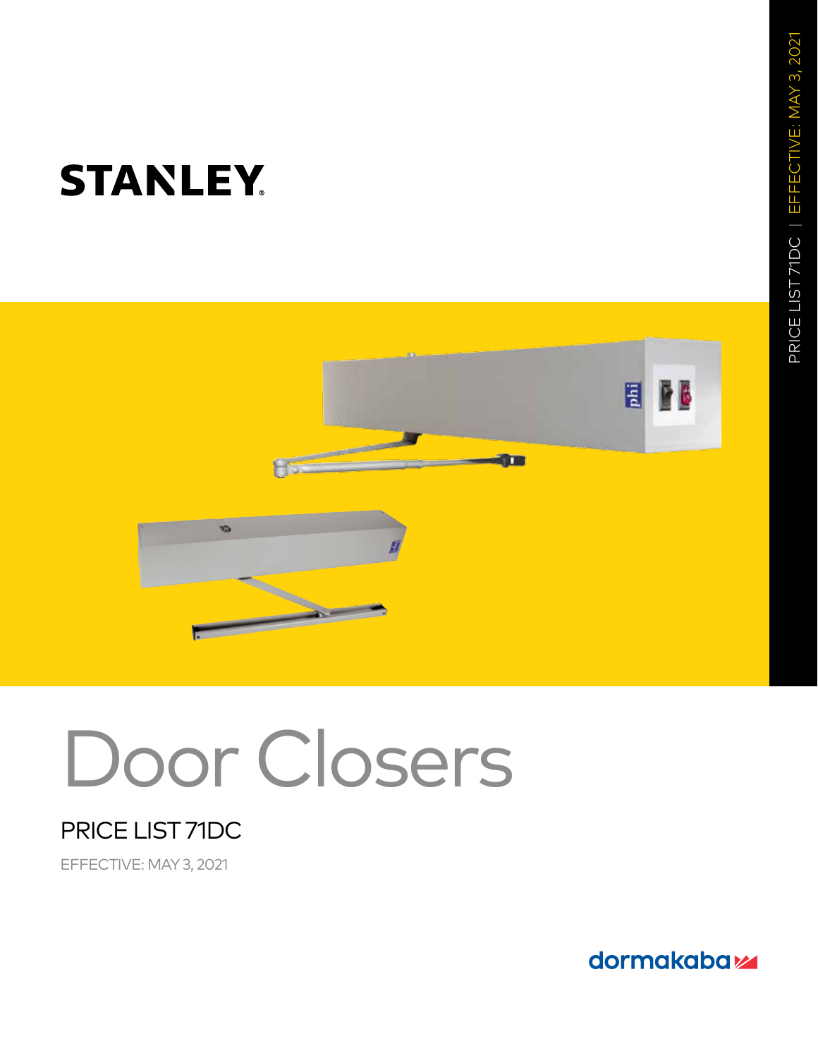STANLEY

# Door Closers

## PRICE LIST 71DC

EFFECTIVE: MAY 3, 2021

dormakaba

PRICE LIST 71DC | EFFECTIVE: MAY 3, 2021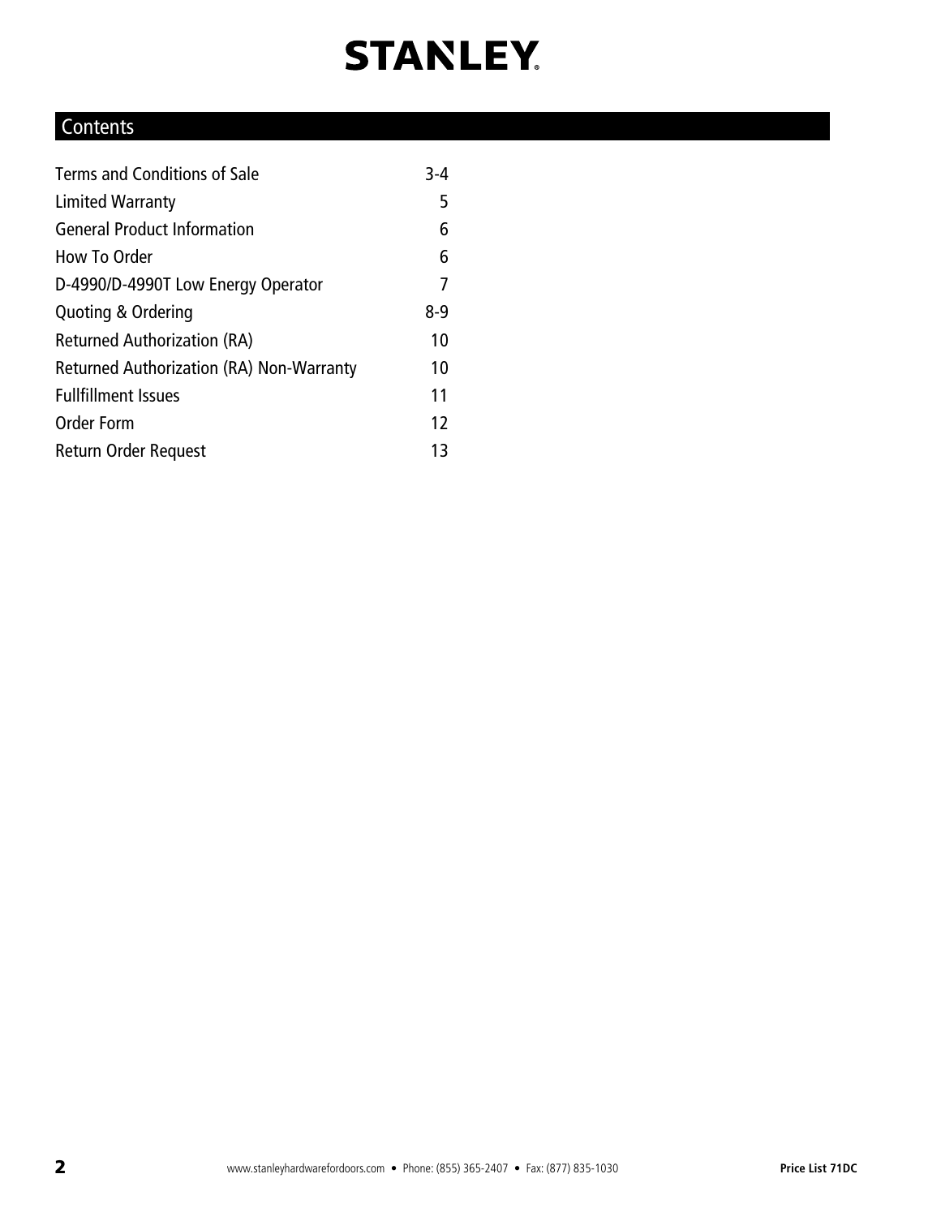# STANLEY

## Contents

| | |
|---|---|
| Terms and Conditions of Sale | 3-4 |
| Limited Warranty | 5 |
| General Product Information | 6 |
| How To Order | 6 |
| D-4990/D-4990T Low Energy Operator | 7 |
| Quoting & Ordering | 8-9 |
| Returned Authorization (RA) | 10 |
| Returned Authorization (RA) Non-Warranty | 10 |
| Fullfillment Issues | 11 |
| Order Form | 12 |
| Return Order Request | 13 |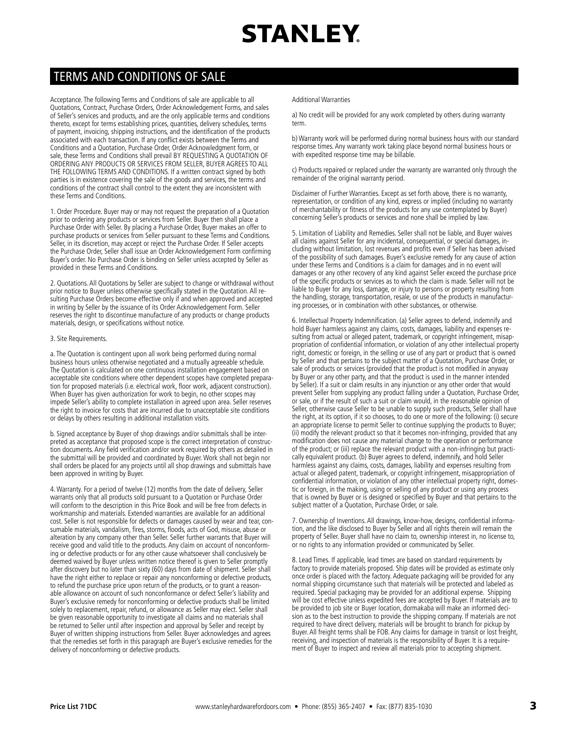# STANLEY

## TERMS AND CONDITIONS OF SALE

Acceptance. The following Terms and Conditions of sale are applicable to all Quotations, Contract, Purchase Orders, Order Acknowledgement Forms, and sales of Seller's services and products, and are the only applicable terms and conditions thereto, except for terms establishing prices, quantities, delivery schedules, terms of payment, invoicing, shipping instructions, and the identification of the products associated with each transaction. If any conflict exists between the Terms and Conditions and a Quotation, Purchase Order, Order Acknowledgment form, or sale, these Terms and Conditions shall prevail BY REQUESTING A QUOTATION OF ORDERING ANY PRODUCTS OR SERVICES FROM SELLER, BUYER AGREES TO ALL THE FOLLOWING TERMS AND CONDITIONS. If a written contract signed by both parties is in existence covering the sale of the goods and services, the terms and conditions of the contract shall control to the extent they are inconsistent with these Terms and Conditions.

1. Order Procedure. Buyer may or may not request the preparation of a Quotation prior to ordering any products or services from Seller. Buyer then shall place a Purchase Order with Seller. By placing a Purchase Order, Buyer makes an offer to purchase products or services from Seller pursuant to these Terms and Conditions. Seller, in its discretion, may accept or reject the Purchase Order. If Seller accepts the Purchase Order, Seller shall issue an Order Acknowledgement Form confirming Buyer's order. No Purchase Order is binding on Seller unless accepted by Seller as provided in these Terms and Conditions.

2. Quotations. All Quotations by Seller are subject to change or withdrawal without prior notice to Buyer unless otherwise specifically stated in the Quotation. All resulting Purchase Orders become effective only if and when approved and accepted in writing by Seller by the issuance of its Order Acknowledgement Form. Seller reserves the right to discontinue manufacture of any products or change products materials, design, or specifications without notice.

3. Site Requirements.

a. The Quotation is contingent upon all work being performed during normal business hours unless otherwise negotiated and a mutually agreeable schedule. The Quotation is calculated on one continuous installation engagement based on acceptable site conditions where other dependent scopes have completed preparation for proposed materials (i.e. electrical work, floor work, adjacent construction). When Buyer has given authorization for work to begin, no other scopes may impede Seller's ability to complete installation in agreed upon area. Seller reserves the right to invoice for costs that are incurred due to unacceptable site conditions or delays by others resulting in additional installation visits.

b. Signed acceptance by Buyer of shop drawings and/or submittals shall be interpreted as acceptance that proposed scope is the correct interpretation of construction documents. Any field verification and/or work required by others as detailed in the submittal will be provided and coordinated by Buyer. Work shall not begin nor shall orders be placed for any projects until all shop drawings and submittals have been approved in writing by Buyer.

4. Warranty. For a period of twelve (12) months from the date of delivery, Seller warrants only that all products sold pursuant to a Quotation or Purchase Order will conform to the description in this Price Book and will be free from defects in workmanship and materials. Extended warranties are available for an additional cost. Seller is not responsible for defects or damages caused by wear and tear, consumable materials, vandalism, fires, storms, floods, acts of God, misuse, abuse or alteration by any company other than Seller. Seller further warrants that Buyer will receive good and valid title to the products. Any claim on account of nonconforming or defective products or for any other cause whatsoever shall conclusively be deemed waived by Buyer unless written notice thereof is given to Seller promptly after discovery but no later than sixty (60) days from date of shipment. Seller shall have the right either to replace or repair any nonconforming or defective products, to refund the purchase price upon return of the products, or to grant a reasonable allowance on account of such nonconformance or defect Seller's liability and Buyer's exclusive remedy for nonconforming or defective products shall be limited solely to replacement, repair, refund, or allowance as Seller may elect. Seller shall be given reasonable opportunity to investigate all claims and no materials shall be returned to Seller until after inspection and approval by Seller and receipt by Buyer of written shipping instructions from Seller. Buyer acknowledges and agrees that the remedies set forth in this paragraph are Buyer's exclusive remedies for the delivery of nonconforming or defective products.

Additional Warranties

a) No credit will be provided for any work completed by others during warranty term.

b) Warranty work will be performed during normal business hours with our standard response times. Any warranty work taking place beyond normal business hours or with expedited response time may be billable.

c) Products repaired or replaced under the warranty are warranted only through the remainder of the original warranty period.

Disclaimer of Further Warranties. Except as set forth above, there is no warranty, representation, or condition of any kind, express or implied (including no warranty of merchantability or fitness of the products for any use contemplated by Buyer) concerning Seller's products or services and none shall be implied by law.

5. Limitation of Liability and Remedies. Seller shall not be liable, and Buyer waives all claims against Seller for any incidental, consequential, or special damages, including without limitation, lost revenues and profits even if Seller has been advised of the possibility of such damages. Buyer's exclusive remedy for any cause of action under these Terms and Conditions is a claim for damages and in no event will damages or any other recovery of any kind against Seller exceed the purchase price of the specific products or services as to which the claim is made. Seller will not be liable to Buyer for any loss, damage, or injury to persons or property resulting from the handling, storage, transportation, resale, or use of the products in manufacturing processes, or in combination with other substances, or otherwise.

6. Intellectual Property Indemnification. (a) Seller agrees to defend, indemnify and hold Buyer harmless against any claims, costs, damages, liability and expenses resulting from actual or alleged patent, trademark, or copyright infringement, misappropriation of confidential information, or violation of any other intellectual property right, domestic or foreign, in the selling or use of any part or product that is owned by Seller and that pertains to the subject matter of a Quotation, Purchase Order, or sale of products or services (provided that the product is not modified in anyway by Buyer or any other party, and that the product is used in the manner intended by Seller). If a suit or claim results in any injunction or any other order that would prevent Seller from supplying any product falling under a Quotation, Purchase Order, or sale, or if the result of such a suit or claim would, in the reasonable opinion of Seller, otherwise cause Seller to be unable to supply such products, Seller shall have the right, at its option, if it so chooses, to do one or more of the following: (i) secure an appropriate license to permit Seller to continue supplying the products to Buyer; (ii) modify the relevant product so that it becomes non-infringing, provided that any modification does not cause any material change to the operation or performance of the product; or (iii) replace the relevant product with a non-infringing but practically equivalent product. (b) Buyer agrees to defend, indemnify, and hold Seller harmless against any claims, costs, damages, liability and expenses resulting from actual or alleged patent, trademark, or copyright infringement, misappropriation of confidential information, or violation of any other intellectual property right, domestic or foreign, in the making, using or selling of any product or using any process that is owned by Buyer or is designed or specified by Buyer and that pertains to the subject matter of a Quotation, Purchase Order, or sale.

7. Ownership of Inventions. All drawings, know-how, designs, confidential information, and the like disclosed to Buyer by Seller and all rights therein will remain the property of Seller. Buyer shall have no claim to, ownership interest in, no license to, or no rights to any information provided or communicated by Seller.

8. Lead Times. If applicable, lead times are based on standard requirements by factory to provide materials proposed. Ship dates will be provided as estimate only once order is placed with the factory. Adequate packaging will be provided for any normal shipping circumstance such that materials will be protected and labeled as required. Special packaging may be provided for an additional expense. Shipping will be cost effective unless expedited fees are accepted by Buyer. If materials are to be provided to job site or Buyer location, dormakaba will make an informed decision as to the best instruction to provide the shipping company. If materials are not required to have direct delivery, materials will be brought to branch for pickup by Buyer. All freight terms shall be FOB. Any claims for damage in transit or lost freight, receiving, and inspection of materials is the responsibility of Buyer. It is a requirement of Buyer to inspect and review all materials prior to accepting shipment.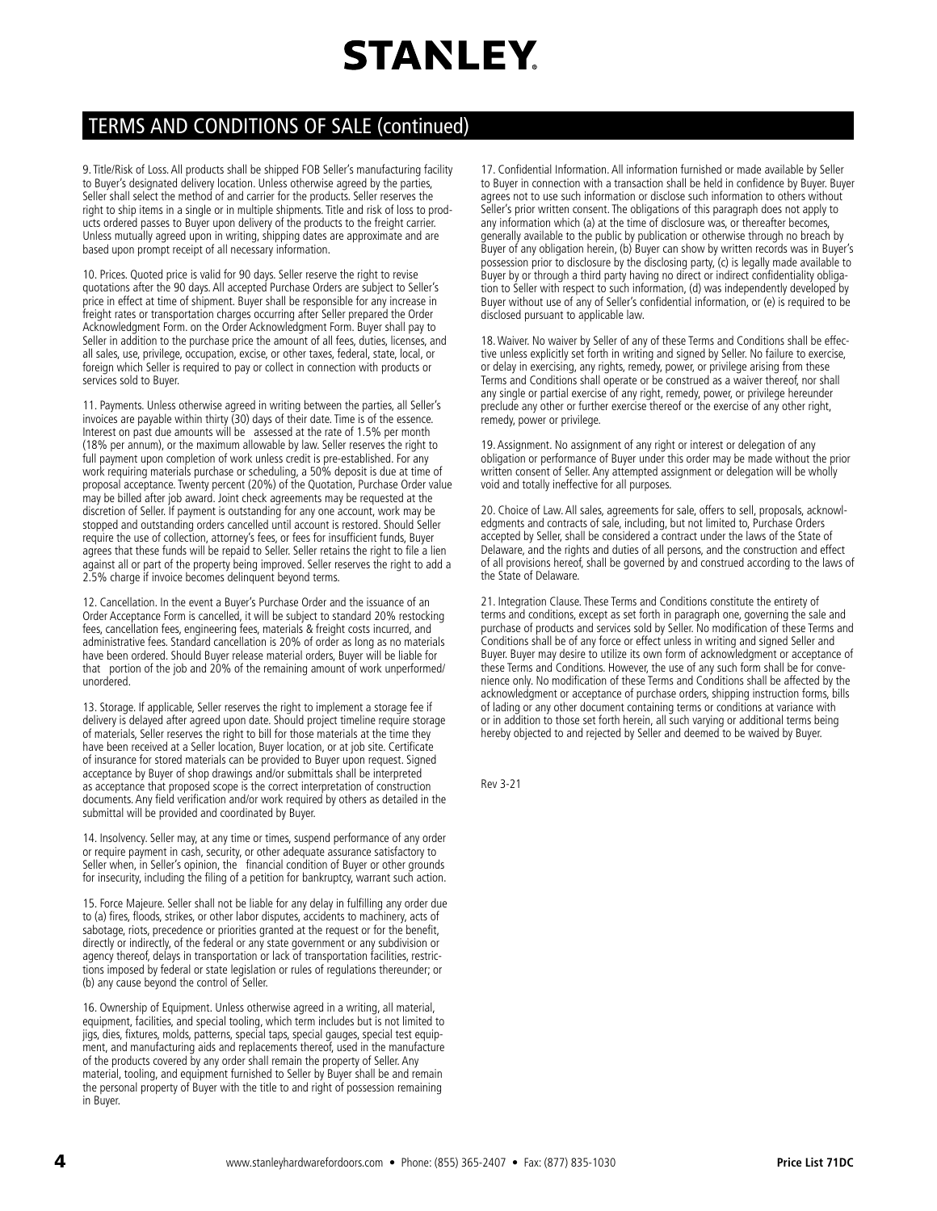# STANLEY

## TERMS AND CONDITIONS OF SALE (continued)

9. Title/Risk of Loss. All products shall be shipped FOB Seller's manufacturing facility to Buyer's designated delivery location. Unless otherwise agreed by the parties, Seller shall select the method of and carrier for the products. Seller reserves the right to ship items in a single or in multiple shipments. Title and risk of loss to products ordered passes to Buyer upon delivery of the products to the freight carrier. Unless mutually agreed upon in writing, shipping dates are approximate and are based upon prompt receipt of all necessary information.

10. Prices. Quoted price is valid for 90 days. Seller reserve the right to revise quotations after the 90 days. All accepted Purchase Orders are subject to Seller's price in effect at time of shipment. Buyer shall be responsible for any increase in freight rates or transportation charges occurring after Seller prepared the Order Acknowledgment Form. on the Order Acknowledgment Form. Buyer shall pay to Seller in addition to the purchase price the amount of all fees, duties, licenses, and all sales, use, privilege, occupation, excise, or other taxes, federal, state, local, or foreign which Seller is required to pay or collect in connection with products or services sold to Buyer.

11. Payments. Unless otherwise agreed in writing between the parties, all Seller's invoices are payable within thirty (30) days of their date. Time is of the essence. Interest on past due amounts will be assessed at the rate of 1.5% per month (18% per annum), or the maximum allowable by law. Seller reserves the right to full payment upon completion of work unless credit is pre-established. For any work requiring materials purchase or scheduling, a 50% deposit is due at time of proposal acceptance. Twenty percent (20%) of the Quotation, Purchase Order value may be billed after job award. Joint check agreements may be requested at the discretion of Seller. If payment is outstanding for any one account, work may be stopped and outstanding orders cancelled until account is restored. Should Seller require the use of collection, attorney's fees, or fees for insufficient funds, Buyer agrees that these funds will be repaid to Seller. Seller retains the right to file a lien against all or part of the property being improved. Seller reserves the right to add a 2.5% charge if invoice becomes delinquent beyond terms.

12. Cancellation. In the event a Buyer's Purchase Order and the issuance of an Order Acceptance Form is cancelled, it will be subject to standard 20% restocking fees, cancellation fees, engineering fees, materials & freight costs incurred, and administrative fees. Standard cancellation is 20% of order as long as no materials have been ordered. Should Buyer release material orders, Buyer will be liable for that portion of the job and 20% of the remaining amount of work unperformed/ unordered.

13. Storage. If applicable, Seller reserves the right to implement a storage fee if delivery is delayed after agreed upon date. Should project timeline require storage of materials, Seller reserves the right to bill for those materials at the time they have been received at a Seller location, Buyer location, or at job site. Certificate of insurance for stored materials can be provided to Buyer upon request. Signed acceptance by Buyer of shop drawings and/or submittals shall be interpreted as acceptance that proposed scope is the correct interpretation of construction documents. Any field verification and/or work required by others as detailed in the submittal will be provided and coordinated by Buyer.

14. Insolvency. Seller may, at any time or times, suspend performance of any order or require payment in cash, security, or other adequate assurance satisfactory to Seller when, in Seller's opinion, the financial condition of Buyer or other grounds for insecurity, including the filing of a petition for bankruptcy, warrant such action.

15. Force Majeure. Seller shall not be liable for any delay in fulfilling any order due to (a) fires, floods, strikes, or other labor disputes, accidents to machinery, acts of sabotage, riots, precedence or priorities granted at the request or for the benefit, directly or indirectly, of the federal or any state government or any subdivision or agency thereof, delays in transportation or lack of transportation facilities, restrictions imposed by federal or state legislation or rules of regulations thereunder; or (b) any cause beyond the control of Seller.

16. Ownership of Equipment. Unless otherwise agreed in a writing, all material, equipment, facilities, and special tooling, which term includes but is not limited to jigs, dies, fixtures, molds, patterns, special taps, special gauges, special test equipment, and manufacturing aids and replacements thereof, used in the manufacture of the products covered by any order shall remain the property of Seller. Any material, tooling, and equipment furnished to Seller by Buyer shall be and remain the personal property of Buyer with the title to and right of possession remaining in Buyer.

17. Confidential Information. All information furnished or made available by Seller to Buyer in connection with a transaction shall be held in confidence by Buyer. Buyer agrees not to use such information or disclose such information to others without Seller's prior written consent. The obligations of this paragraph does not apply to any information which (a) at the time of disclosure was, or thereafter becomes, generally available to the public by publication or otherwise through no breach by Buyer of any obligation herein, (b) Buyer can show by written records was in Buyer's possession prior to disclosure by the disclosing party, (c) is legally made available to Buyer by or through a third party having no direct or indirect confidentiality obligation to Seller with respect to such information, (d) was independently developed by Buyer without use of any of Seller's confidential information, or (e) is required to be disclosed pursuant to applicable law.

18. Waiver. No waiver by Seller of any of these Terms and Conditions shall be effective unless explicitly set forth in writing and signed by Seller. No failure to exercise, or delay in exercising, any rights, remedy, power, or privilege arising from these Terms and Conditions shall operate or be construed as a waiver thereof, nor shall any single or partial exercise of any right, remedy, power, or privilege hereunder preclude any other or further exercise thereof or the exercise of any other right, remedy, power or privilege.

19. Assignment. No assignment of any right or interest or delegation of any obligation or performance of Buyer under this order may be made without the prior written consent of Seller. Any attempted assignment or delegation will be wholly void and totally ineffective for all purposes.

20. Choice of Law. All sales, agreements for sale, offers to sell, proposals, acknowledgments and contracts of sale, including, but not limited to, Purchase Orders accepted by Seller, shall be considered a contract under the laws of the State of Delaware, and the rights and duties of all persons, and the construction and effect of all provisions hereof, shall be governed by and construed according to the laws of the State of Delaware.

21. Integration Clause. These Terms and Conditions constitute the entirety of terms and conditions, except as set forth in paragraph one, governing the sale and purchase of products and services sold by Seller. No modification of these Terms and Conditions shall be of any force or effect unless in writing and signed Seller and Buyer. Buyer may desire to utilize its own form of acknowledgment or acceptance of these Terms and Conditions. However, the use of any such form shall be for convenience only. No modification of these Terms and Conditions shall be affected by the acknowledgment or acceptance of purchase orders, shipping instruction forms, bills of lading or any other document containing terms or conditions at variance with or in addition to those set forth herein, all such varying or additional terms being hereby objected to and rejected by Seller and deemed to be waived by Buyer.

Rev 3-21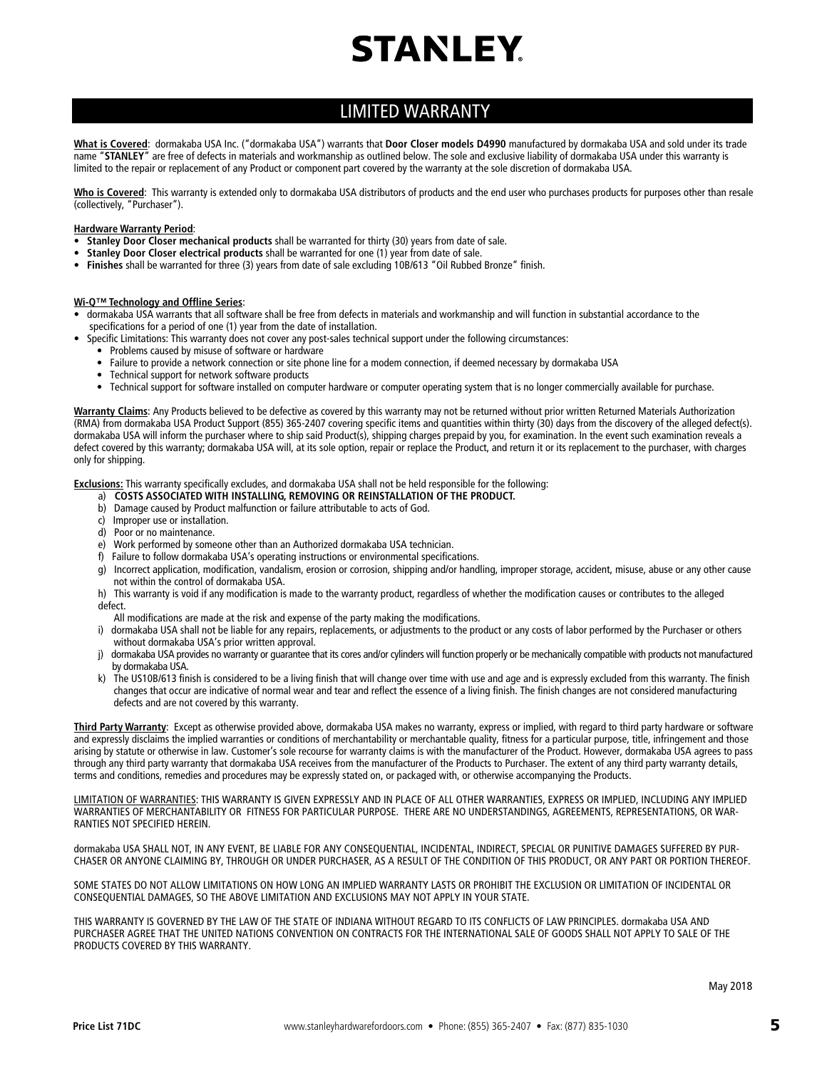# STANLEY

## LIMITED WARRANTY

**What is Covered**: dormakaba USA Inc. ("dormakaba USA") warrants that **Door Closer models D4990** manufactured by dormakaba USA and sold under its trade name "**STANLEY**" are free of defects in materials and workmanship as outlined below. The sole and exclusive liability of dormakaba USA under this warranty is limited to the repair or replacement of any Product or component part covered by the warranty at the sole discretion of dormakaba USA.

**Who is Covered**: This warranty is extended only to dormakaba USA distributors of products and the end user who purchases products for purposes other than resale (collectively, "Purchaser").

**Hardware Warranty Period**:

- **Stanley Door Closer mechanical products** shall be warranted for thirty (30) years from date of sale.
- **Stanley Door Closer electrical products** shall be warranted for one (1) year from date of sale.
- **Finishes** shall be warranted for three (3) years from date of sale excluding 10B/613 "Oil Rubbed Bronze" finish.

**Wi-Q™ Technology and Offline Series**:

- dormakaba USA warrants that all software shall be free from defects in materials and workmanship and will function in substantial accordance to the specifications for a period of one (1) year from the date of installation.
- Specific Limitations: This warranty does not cover any post-sales technical support under the following circumstances:
  - Problems caused by misuse of software or hardware
  - Failure to provide a network connection or site phone line for a modem connection, if deemed necessary by dormakaba USA
  - Technical support for network software products
  - Technical support for software installed on computer hardware or computer operating system that is no longer commercially available for purchase.

**Warranty Claims**: Any Products believed to be defective as covered by this warranty may not be returned without prior written Returned Materials Authorization (RMA) from dormakaba USA Product Support (855) 365-2407 covering specific items and quantities within thirty (30) days from the discovery of the alleged defect(s). dormakaba USA will inform the purchaser where to ship said Product(s), shipping charges prepaid by you, for examination. In the event such examination reveals a defect covered by this warranty; dormakaba USA will, at its sole option, repair or replace the Product, and return it or its replacement to the purchaser, with charges only for shipping.

**Exclusions:** This warranty specifically excludes, and dormakaba USA shall not be held responsible for the following:

a) **COSTS ASSOCIATED WITH INSTALLING, REMOVING OR REINSTALLATION OF THE PRODUCT.**
b) Damage caused by Product malfunction or failure attributable to acts of God.
c) Improper use or installation.
d) Poor or no maintenance.
e) Work performed by someone other than an Authorized dormakaba USA technician.
f) Failure to follow dormakaba USA's operating instructions or environmental specifications.
g) Incorrect application, modification, vandalism, erosion or corrosion, shipping and/or handling, improper storage, accident, misuse, abuse or any other cause not within the control of dormakaba USA.
h) This warranty is void if any modification is made to the warranty product, regardless of whether the modification causes or contributes to the alleged defect.
All modifications are made at the risk and expense of the party making the modifications.
i) dormakaba USA shall not be liable for any repairs, replacements, or adjustments to the product or any costs of labor performed by the Purchaser or others without dormakaba USA's prior written approval.
j) dormakaba USA provides no warranty or guarantee that its cores and/or cylinders will function properly or be mechanically compatible with products not manufactured by dormakaba USA.
k) The US10B/613 finish is considered to be a living finish that will change over time with use and age and is expressly excluded from this warranty. The finish changes that occur are indicative of normal wear and tear and reflect the essence of a living finish. The finish changes are not considered manufacturing defects and are not covered by this warranty.

**Third Party Warranty**: Except as otherwise provided above, dormakaba USA makes no warranty, express or implied, with regard to third party hardware or software and expressly disclaims the implied warranties or conditions of merchantability or merchantable quality, fitness for a particular purpose, title, infringement and those arising by statute or otherwise in law. Customer's sole recourse for warranty claims is with the manufacturer of the Product. However, dormakaba USA agrees to pass through any third party warranty that dormakaba USA receives from the manufacturer of the Products to Purchaser. The extent of any third party warranty details, terms and conditions, remedies and procedures may be expressly stated on, or packaged with, or otherwise accompanying the Products.

LIMITATION OF WARRANTIES: THIS WARRANTY IS GIVEN EXPRESSLY AND IN PLACE OF ALL OTHER WARRANTIES, EXPRESS OR IMPLIED, INCLUDING ANY IMPLIED WARRANTIES OF MERCHANTABILITY OR FITNESS FOR PARTICULAR PURPOSE. THERE ARE NO UNDERSTANDINGS, AGREEMENTS, REPRESENTATIONS, OR WARRANTIES NOT SPECIFIED HEREIN.

dormakaba USA SHALL NOT, IN ANY EVENT, BE LIABLE FOR ANY CONSEQUENTIAL, INCIDENTAL, INDIRECT, SPECIAL OR PUNITIVE DAMAGES SUFFERED BY PURCHASER OR ANYONE CLAIMING BY, THROUGH OR UNDER PURCHASER, AS A RESULT OF THE CONDITION OF THIS PRODUCT, OR ANY PART OR PORTION THEREOF.

SOME STATES DO NOT ALLOW LIMITATIONS ON HOW LONG AN IMPLIED WARRANTY LASTS OR PROHIBIT THE EXCLUSION OR LIMITATION OF INCIDENTAL OR CONSEQUENTIAL DAMAGES, SO THE ABOVE LIMITATION AND EXCLUSIONS MAY NOT APPLY IN YOUR STATE.

THIS WARRANTY IS GOVERNED BY THE LAW OF THE STATE OF INDIANA WITHOUT REGARD TO ITS CONFLICTS OF LAW PRINCIPLES. dormakaba USA AND PURCHASER AGREE THAT THE UNITED NATIONS CONVENTION ON CONTRACTS FOR THE INTERNATIONAL SALE OF GOODS SHALL NOT APPLY TO SALE OF THE PRODUCTS COVERED BY THIS WARRANTY.

May 2018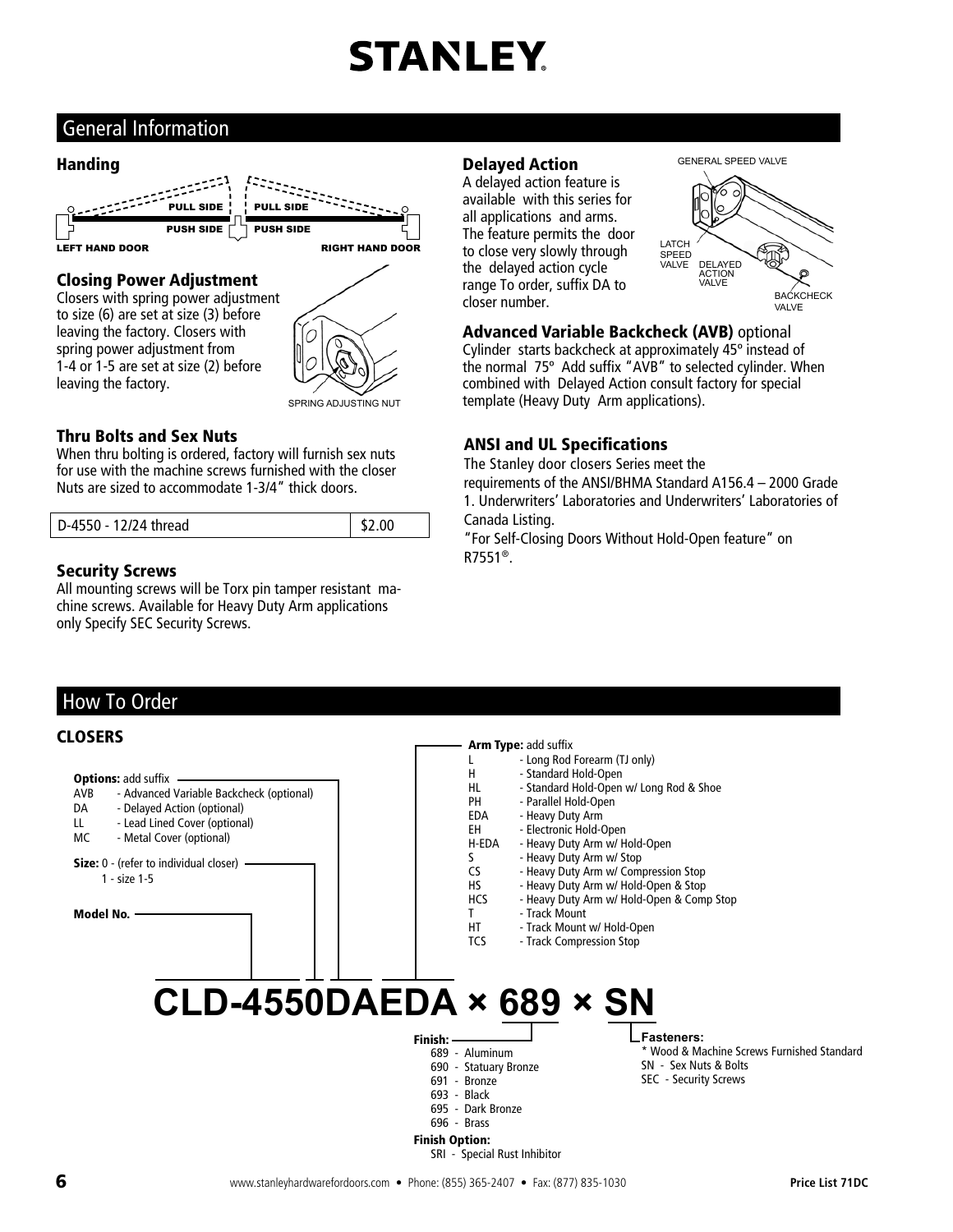# STANLEY

## General Information

### Handing

PULL SIDE | PULL SIDE

PUSH SIDE | PUSH SIDE

LEFT HAND DOOR | RIGHT HAND DOOR

### Closing Power Adjustment

Closers with spring power adjustment to size (6) are set at size (3) before leaving the factory. Closers with spring power adjustment from 1-4 or 1-5 are set at size (2) before leaving the factory.

SPRING ADJUSTING NUT

### Thru Bolts and Sex Nuts

When thru bolting is ordered, factory will furnish sex nuts for use with the machine screws furnished with the closer Nuts are sized to accommodate 1-3/4" thick doors.

| D-4550 - 12/24 thread | $2.00 |
|---|---|

### Security Screws

All mounting screws will be Torx pin tamper resistant machine screws. Available for Heavy Duty Arm applications only Specify SEC Security Screws.

### Delayed Action

A delayed action feature is available with this series for all applications and arms. The feature permits the door to close very slowly through the delayed action cycle range To order, suffix DA to closer number.

GENERAL SPEED VALVE

LATCH SPEED VALVE

DELAYED ACTION VALVE

BACKCHECK VALVE

### Advanced Variable Backcheck (AVB) optional

Cylinder starts backcheck at approximately 45º instead of the normal 75º Add suffix "AVB" to selected cylinder. When combined with Delayed Action consult factory for special template (Heavy Duty Arm applications).

### ANSI and UL Specifications

The Stanley door closers Series meet the requirements of the ANSI/BHMA Standard A156.4 – 2000 Grade 1. Underwriters' Laboratories and Underwriters' Laboratories of Canada Listing.

"For Self-Closing Doors Without Hold-Open feature" on R7551®.

## How To Order

### CLOSERS

**Options:** add suffix

- AVB - Advanced Variable Backcheck (optional)
- DA - Delayed Action (optional)
- LL - Lead Lined Cover (optional)
- MC - Metal Cover (optional)

**Size:** 0 - (refer to individual closer)
1 - size 1-5

**Model No.**

**Arm Type:** add suffix

- L - Long Rod Forearm (TJ only)
- H - Standard Hold-Open
- HL - Standard Hold-Open w/ Long Rod & Shoe
- PH - Parallel Hold-Open
- EDA - Heavy Duty Arm
- EH - Electronic Hold-Open
- H-EDA - Heavy Duty Arm w/ Hold-Open
- S - Heavy Duty Arm w/ Stop
- CS - Heavy Duty Arm w/ Compression Stop
- HS - Heavy Duty Arm w/ Hold-Open & Stop
- HCS - Heavy Duty Arm w/ Hold-Open & Comp Stop
- T - Track Mount
- HT - Track Mount w/ Hold-Open
- TCS - Track Compression Stop

**CLD-4550DAEDA × 689 × SN**

**Finish:**

- 689 - Aluminum
- 690 - Statuary Bronze
- 691 - Bronze
- 693 - Black
- 695 - Dark Bronze
- 696 - Brass

**Finish Option:**

SRI - Special Rust Inhibitor

**Fasteners:**

- * Wood & Machine Screws Furnished Standard
- SN - Sex Nuts & Bolts
- SEC - Security Screws

www.stanleyhardwarefordoors.com • Phone: (855) 365-2407 • Fax: (877) 835-1030

Price List 71DC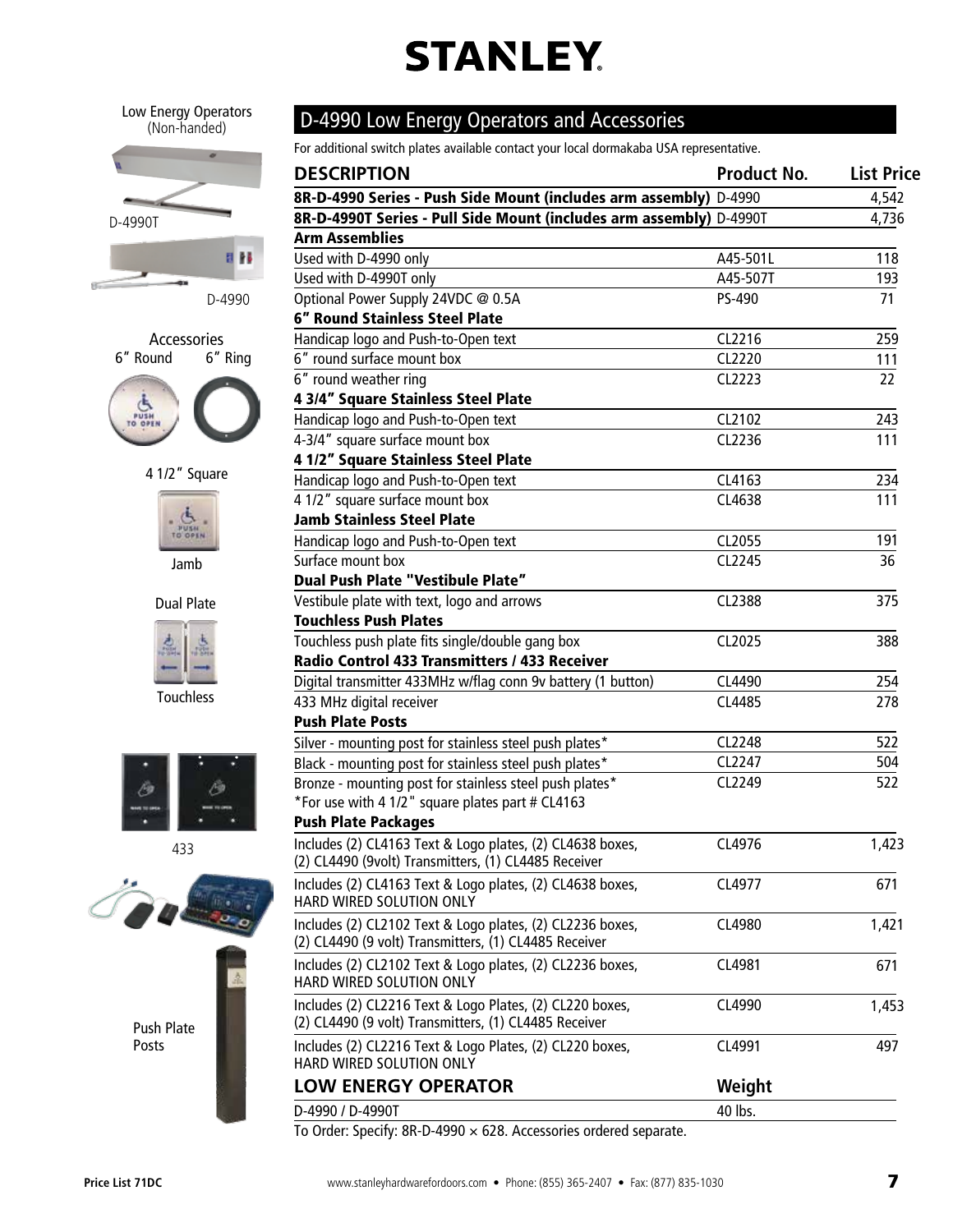# STANLEY

Low Energy Operators (Non-handed)

D-4990T

D-4990

Accessories

6" Round 6" Ring

4 1/2" Square

Jamb

Dual Plate

Touchless

433

Push Plate Posts

## D-4990 Low Energy Operators and Accessories

For additional switch plates available contact your local dormakaba USA representative.

| DESCRIPTION | Product No. | List Price |
|---|---|---|
| **8R-D-4990 Series - Push Side Mount (includes arm assembly)** | D-4990 | 4,542 |
| **8R-D-4990T Series - Pull Side Mount (includes arm assembly)** | D-4990T | 4,736 |
| **Arm Assemblies** | | |
| Used with D-4990 only | A45-501L | 118 |
| Used with D-4990T only | A45-507T | 193 |
| Optional Power Supply 24VDC @ 0.5A | PS-490 | 71 |
| **6" Round Stainless Steel Plate** | | |
| Handicap logo and Push-to-Open text | CL2216 | 259 |
| 6" round surface mount box | CL2220 | 111 |
| 6" round weather ring | CL2223 | 22 |
| **4 3/4" Square Stainless Steel Plate** | | |
| Handicap logo and Push-to-Open text | CL2102 | 243 |
| 4-3/4" square surface mount box | CL2236 | 111 |
| **4 1/2" Square Stainless Steel Plate** | | |
| Handicap logo and Push-to-Open text | CL4163 | 234 |
| 4 1/2" square surface mount box | CL4638 | 111 |
| **Jamb Stainless Steel Plate** | | |
| Handicap logo and Push-to-Open text | CL2055 | 191 |
| Surface mount box | CL2245 | 36 |
| **Dual Push Plate "Vestibule Plate"** | | |
| Vestibule plate with text, logo and arrows | CL2388 | 375 |
| **Touchless Push Plates** | | |
| Touchless push plate fits single/double gang box | CL2025 | 388 |
| **Radio Control 433 Transmitters / 433 Receiver** | | |
| Digital transmitter 433MHz w/flag conn 9v battery (1 button) | CL4490 | 254 |
| 433 MHz digital receiver | CL4485 | 278 |
| **Push Plate Posts** | | |
| Silver - mounting post for stainless steel push plates* | CL2248 | 522 |
| Black - mounting post for stainless steel push plates* | CL2247 | 504 |
| Bronze - mounting post for stainless steel push plates* | CL2249 | 522 |
| *For use with 4 1/2" square plates part # CL4163 | | |
| **Push Plate Packages** | | |
| Includes (2) CL4163 Text & Logo plates, (2) CL4638 boxes, (2) CL4490 (9volt) Transmitters, (1) CL4485 Receiver | CL4976 | 1,423 |
| Includes (2) CL4163 Text & Logo plates, (2) CL4638 boxes, HARD WIRED SOLUTION ONLY | CL4977 | 671 |
| Includes (2) CL2102 Text & Logo plates, (2) CL2236 boxes, (2) CL4490 (9 volt) Transmitters, (1) CL4485 Receiver | CL4980 | 1,421 |
| Includes (2) CL2102 Text & Logo plates, (2) CL2236 boxes, HARD WIRED SOLUTION ONLY | CL4981 | 671 |
| Includes (2) CL2216 Text & Logo Plates, (2) CL220 boxes, (2) CL4490 (9 volt) Transmitters, (1) CL4485 Receiver | CL4990 | 1,453 |
| Includes (2) CL2216 Text & Logo Plates, (2) CL220 boxes, HARD WIRED SOLUTION ONLY | CL4991 | 497 |

| LOW ENERGY OPERATOR | Weight |
|---|---|
| D-4990 / D-4990T | 40 lbs. |

To Order: Specify: 8R-D-4990 × 628. Accessories ordered separate.

Price List 71DC

www.stanleyhardwarefordoors.com • Phone: (855) 365-2407 • Fax: (877) 835-1030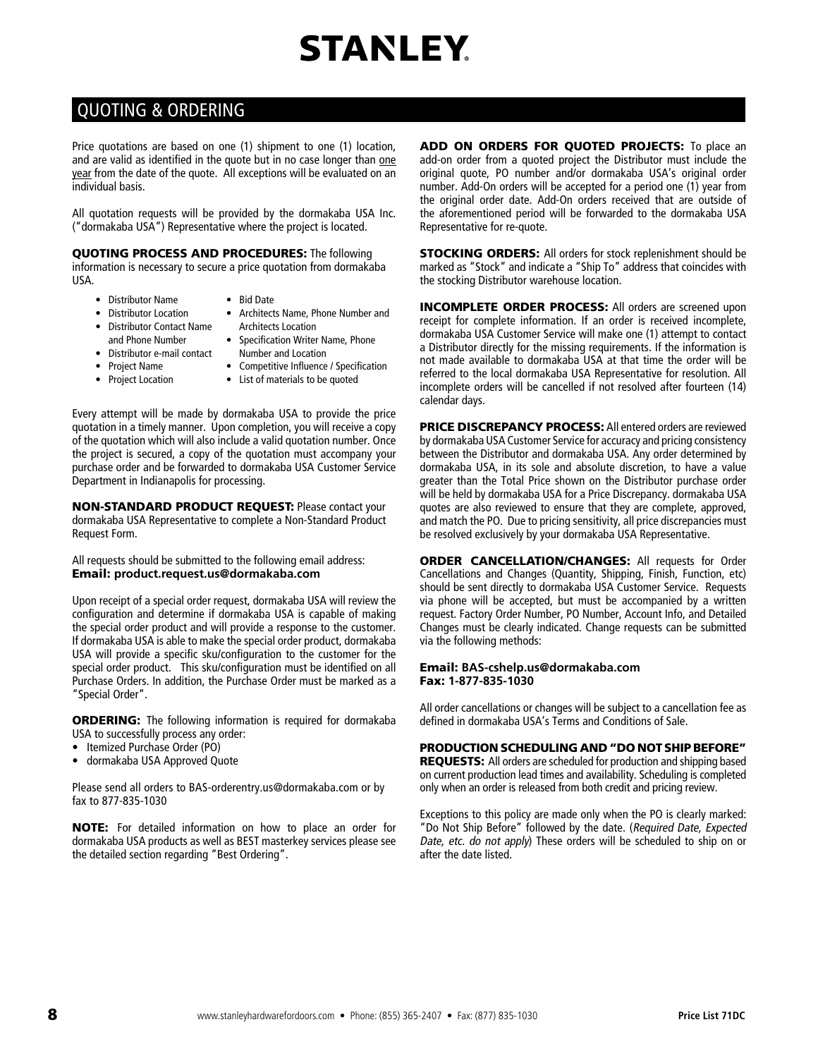# STANLEY

## QUOTING & ORDERING

Price quotations are based on one (1) shipment to one (1) location, and are valid as identified in the quote but in no case longer than one year from the date of the quote. All exceptions will be evaluated on an individual basis.

All quotation requests will be provided by the dormakaba USA Inc. ("dormakaba USA") Representative where the project is located.

**QUOTING PROCESS AND PROCEDURES:** The following information is necessary to secure a price quotation from dormakaba USA.

- Distributor Name
- Distributor Location
- Distributor Contact Name and Phone Number
- Distributor e-mail contact
- Project Name
- Project Location
- Bid Date
- Architects Name, Phone Number and Architects Location
- Specification Writer Name, Phone Number and Location
- Competitive Influence / Specification
- List of materials to be quoted

Every attempt will be made by dormakaba USA to provide the price quotation in a timely manner. Upon completion, you will receive a copy of the quotation which will also include a valid quotation number. Once the project is secured, a copy of the quotation must accompany your purchase order and be forwarded to dormakaba USA Customer Service Department in Indianapolis for processing.

**NON-STANDARD PRODUCT REQUEST:** Please contact your dormakaba USA Representative to complete a Non-Standard Product Request Form.

All requests should be submitted to the following email address:
**Email: product.request.us@dormakaba.com**

Upon receipt of a special order request, dormakaba USA will review the configuration and determine if dormakaba USA is capable of making the special order product and will provide a response to the customer. If dormakaba USA is able to make the special order product, dormakaba USA will provide a specific sku/configuration to the customer for the special order product. This sku/configuration must be identified on all Purchase Orders. In addition, the Purchase Order must be marked as a "Special Order".

**ORDERING:** The following information is required for dormakaba USA to successfully process any order:

- Itemized Purchase Order (PO)
- dormakaba USA Approved Quote

Please send all orders to BAS-orderentry.us@dormakaba.com or by fax to 877-835-1030

**NOTE:** For detailed information on how to place an order for dormakaba USA products as well as BEST masterkey services please see the detailed section regarding "Best Ordering".

**ADD ON ORDERS FOR QUOTED PROJECTS:** To place an add-on order from a quoted project the Distributor must include the original quote, PO number and/or dormakaba USA's original order number. Add-On orders will be accepted for a period one (1) year from the original order date. Add-On orders received that are outside of the aforementioned period will be forwarded to the dormakaba USA Representative for re-quote.

**STOCKING ORDERS:** All orders for stock replenishment should be marked as "Stock" and indicate a "Ship To" address that coincides with the stocking Distributor warehouse location.

**INCOMPLETE ORDER PROCESS:** All orders are screened upon receipt for complete information. If an order is received incomplete, dormakaba USA Customer Service will make one (1) attempt to contact a Distributor directly for the missing requirements. If the information is not made available to dormakaba USA at that time the order will be referred to the local dormakaba USA Representative for resolution. All incomplete orders will be cancelled if not resolved after fourteen (14) calendar days.

**PRICE DISCREPANCY PROCESS:** All entered orders are reviewed by dormakaba USA Customer Service for accuracy and pricing consistency between the Distributor and dormakaba USA. Any order determined by dormakaba USA, in its sole and absolute discretion, to have a value greater than the Total Price shown on the Distributor purchase order will be held by dormakaba USA for a Price Discrepancy. dormakaba USA quotes are also reviewed to ensure that they are complete, approved, and match the PO. Due to pricing sensitivity, all price discrepancies must be resolved exclusively by your dormakaba USA Representative.

**ORDER CANCELLATION/CHANGES:** All requests for Order Cancellations and Changes (Quantity, Shipping, Finish, Function, etc) should be sent directly to dormakaba USA Customer Service. Requests via phone will be accepted, but must be accompanied by a written request. Factory Order Number, PO Number, Account Info, and Detailed Changes must be clearly indicated. Change requests can be submitted via the following methods:

**Email: BAS-cshelp.us@dormakaba.com**
**Fax: 1-877-835-1030**

All order cancellations or changes will be subject to a cancellation fee as defined in dormakaba USA's Terms and Conditions of Sale.

**PRODUCTION SCHEDULING AND "DO NOT SHIP BEFORE" REQUESTS:** All orders are scheduled for production and shipping based on current production lead times and availability. Scheduling is completed only when an order is released from both credit and pricing review.

Exceptions to this policy are made only when the PO is clearly marked: "Do Not Ship Before" followed by the date. (*Required Date, Expected Date, etc. do not apply*) These orders will be scheduled to ship on or after the date listed.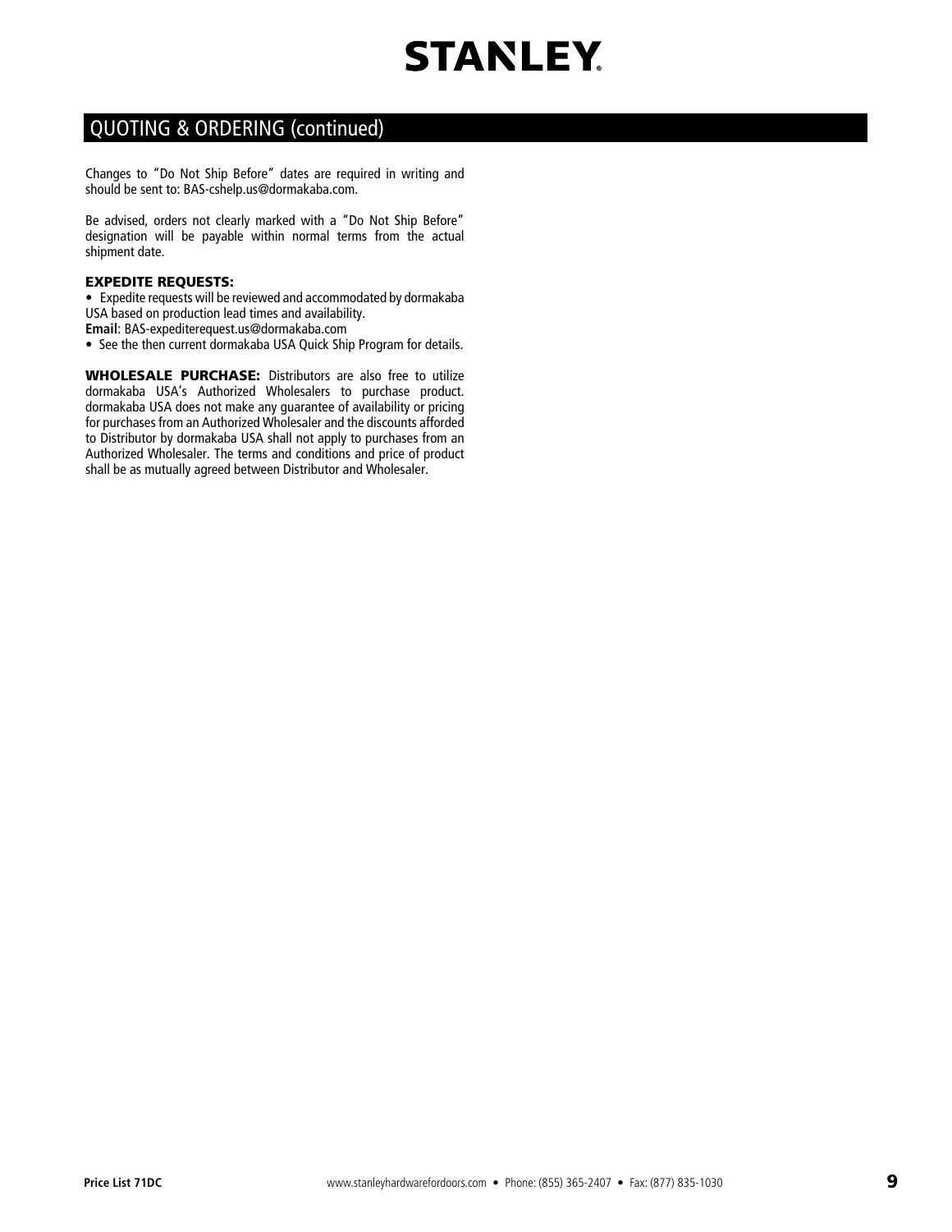## QUOTING & ORDERING (continued)

Changes to "Do Not Ship Before" dates are required in writing and should be sent to: BAS-cshelp.us@dormakaba.com.

Be advised, orders not clearly marked with a "Do Not Ship Before" designation will be payable within normal terms from the actual shipment date.

**EXPEDITE REQUESTS:**

- Expedite requests will be reviewed and accommodated by dormakaba USA based on production lead times and availability.

**Email**: BAS-expediterequest.us@dormakaba.com

- See the then current dormakaba USA Quick Ship Program for details.

**WHOLESALE PURCHASE:** Distributors are also free to utilize dormakaba USA's Authorized Wholesalers to purchase product. dormakaba USA does not make any guarantee of availability or pricing for purchases from an Authorized Wholesaler and the discounts afforded to Distributor by dormakaba USA shall not apply to purchases from an Authorized Wholesaler. The terms and conditions and price of product shall be as mutually agreed between Distributor and Wholesaler.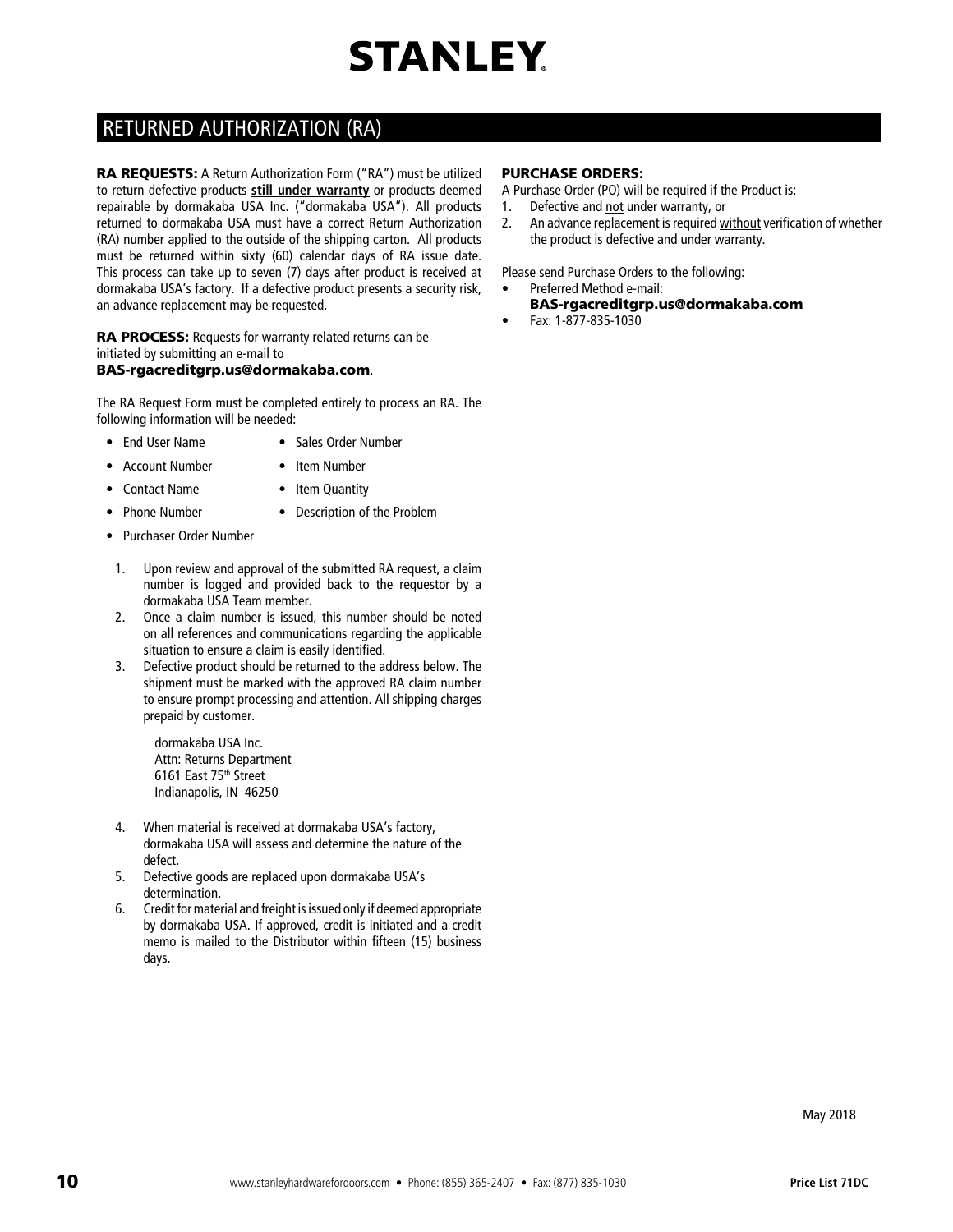## RETURNED AUTHORIZATION (RA)

**RA REQUESTS:** A Return Authorization Form ("RA") must be utilized to return defective products **still under warranty** or products deemed repairable by dormakaba USA Inc. ("dormakaba USA"). All products returned to dormakaba USA must have a correct Return Authorization (RA) number applied to the outside of the shipping carton. All products must be returned within sixty (60) calendar days of RA issue date. This process can take up to seven (7) days after product is received at dormakaba USA's factory. If a defective product presents a security risk, an advance replacement may be requested.

**RA PROCESS:** Requests for warranty related returns can be initiated by submitting an e-mail to **BAS-rgacreditgrp.us@dormakaba.com**.

The RA Request Form must be completed entirely to process an RA. The following information will be needed:

- End User Name
- Account Number
- Contact Name
- Phone Number
- Purchaser Order Number
- Sales Order Number
- Item Number
- Item Quantity
- Description of the Problem

1. Upon review and approval of the submitted RA request, a claim number is logged and provided back to the requestor by a dormakaba USA Team member.
2. Once a claim number is issued, this number should be noted on all references and communications regarding the applicable situation to ensure a claim is easily identified.
3. Defective product should be returned to the address below. The shipment must be marked with the approved RA claim number to ensure prompt processing and attention. All shipping charges prepaid by customer.

   dormakaba USA Inc.
   Attn: Returns Department
   6161 East 75th Street
   Indianapolis, IN 46250

4. When material is received at dormakaba USA's factory, dormakaba USA will assess and determine the nature of the defect.
5. Defective goods are replaced upon dormakaba USA's determination.
6. Credit for material and freight is issued only if deemed appropriate by dormakaba USA. If approved, credit is initiated and a credit memo is mailed to the Distributor within fifteen (15) business days.

**PURCHASE ORDERS:**

A Purchase Order (PO) will be required if the Product is:

1. Defective and not under warranty, or
2. An advance replacement is required without verification of whether the product is defective and under warranty.

Please send Purchase Orders to the following:

- Preferred Method e-mail:
  **BAS-rgacreditgrp.us@dormakaba.com**
- Fax: 1-877-835-1030

May 2018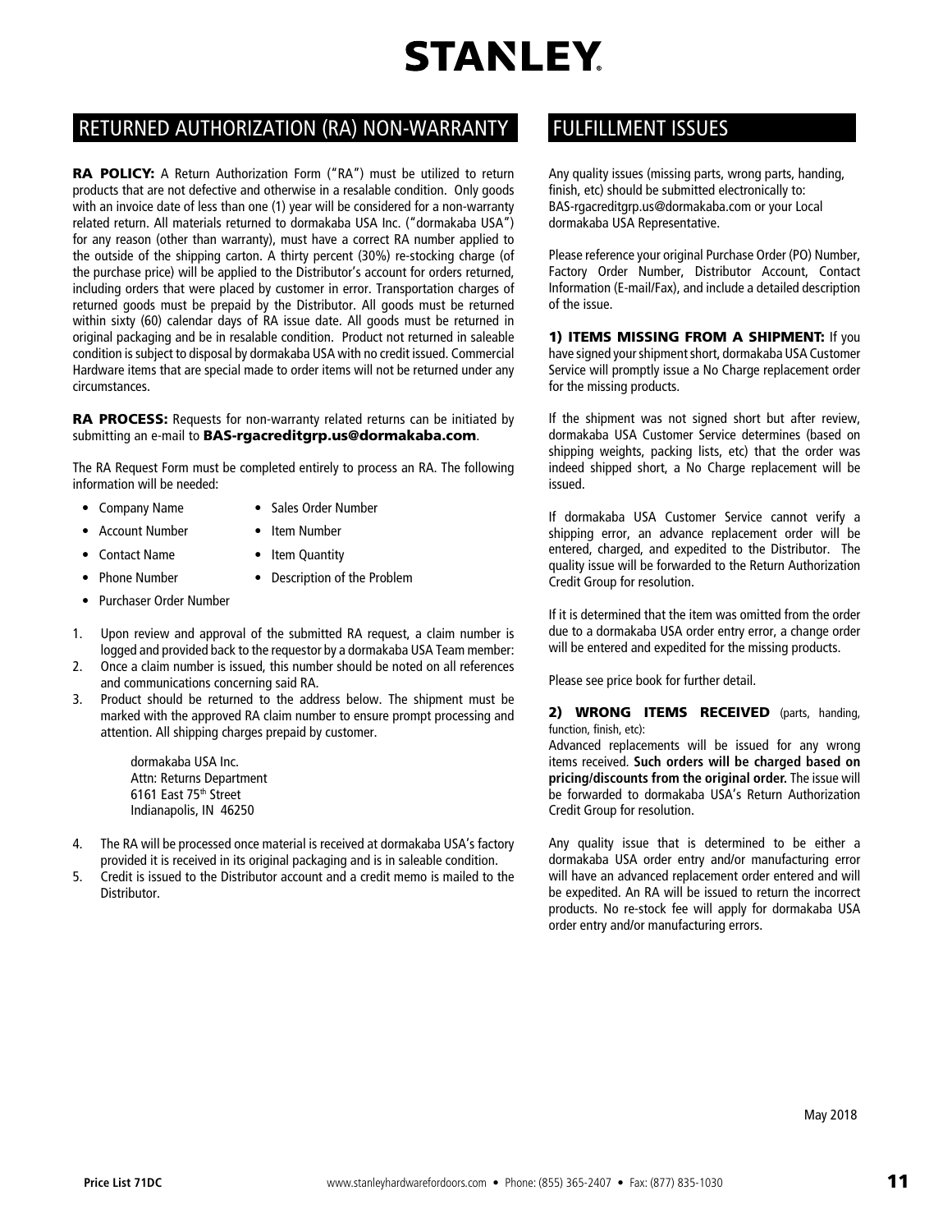# STANLEY

## RETURNED AUTHORIZATION (RA) NON-WARRANTY

**RA POLICY:** A Return Authorization Form ("RA") must be utilized to return products that are not defective and otherwise in a resalable condition. Only goods with an invoice date of less than one (1) year will be considered for a non-warranty related return. All materials returned to dormakaba USA Inc. ("dormakaba USA") for any reason (other than warranty), must have a correct RA number applied to the outside of the shipping carton. A thirty percent (30%) re-stocking charge (of the purchase price) will be applied to the Distributor's account for orders returned, including orders that were placed by customer in error. Transportation charges of returned goods must be prepaid by the Distributor. All goods must be returned within sixty (60) calendar days of RA issue date. All goods must be returned in original packaging and be in resalable condition. Product not returned in saleable condition is subject to disposal by dormakaba USA with no credit issued. Commercial Hardware items that are special made to order items will not be returned under any circumstances.

**RA PROCESS:** Requests for non-warranty related returns can be initiated by submitting an e-mail to **BAS-rgacreditgrp.us@dormakaba.com**.

The RA Request Form must be completed entirely to process an RA. The following information will be needed:

- Company Name
- Account Number
- Contact Name
- Phone Number
- Purchaser Order Number
- Sales Order Number
- Item Number
- Item Quantity
- Description of the Problem

1. Upon review and approval of the submitted RA request, a claim number is logged and provided back to the requestor by a dormakaba USA Team member:
2. Once a claim number is issued, this number should be noted on all references and communications concerning said RA.
3. Product should be returned to the address below. The shipment must be marked with the approved RA claim number to ensure prompt processing and attention. All shipping charges prepaid by customer.

   dormakaba USA Inc.
   Attn: Returns Department
   6161 East 75th Street
   Indianapolis, IN 46250

4. The RA will be processed once material is received at dormakaba USA's factory provided it is received in its original packaging and is in saleable condition.
5. Credit is issued to the Distributor account and a credit memo is mailed to the Distributor.

## FULFILLMENT ISSUES

Any quality issues (missing parts, wrong parts, handing, finish, etc) should be submitted electronically to: BAS-rgacreditgrp.us@dormakaba.com or your Local dormakaba USA Representative.

Please reference your original Purchase Order (PO) Number, Factory Order Number, Distributor Account, Contact Information (E-mail/Fax), and include a detailed description of the issue.

**1) ITEMS MISSING FROM A SHIPMENT:** If you have signed your shipment short, dormakaba USA Customer Service will promptly issue a No Charge replacement order for the missing products.

If the shipment was not signed short but after review, dormakaba USA Customer Service determines (based on shipping weights, packing lists, etc) that the order was indeed shipped short, a No Charge replacement will be issued.

If dormakaba USA Customer Service cannot verify a shipping error, an advance replacement order will be entered, charged, and expedited to the Distributor. The quality issue will be forwarded to the Return Authorization Credit Group for resolution.

If it is determined that the item was omitted from the order due to a dormakaba USA order entry error, a change order will be entered and expedited for the missing products.

Please see price book for further detail.

**2) WRONG ITEMS RECEIVED** (parts, handing, function, finish, etc):
Advanced replacements will be issued for any wrong items received. **Such orders will be charged based on pricing/discounts from the original order.** The issue will be forwarded to dormakaba USA's Return Authorization Credit Group for resolution.

Any quality issue that is determined to be either a dormakaba USA order entry and/or manufacturing error will have an advanced replacement order entered and will be expedited. An RA will be issued to return the incorrect products. No re-stock fee will apply for dormakaba USA order entry and/or manufacturing errors.

May 2018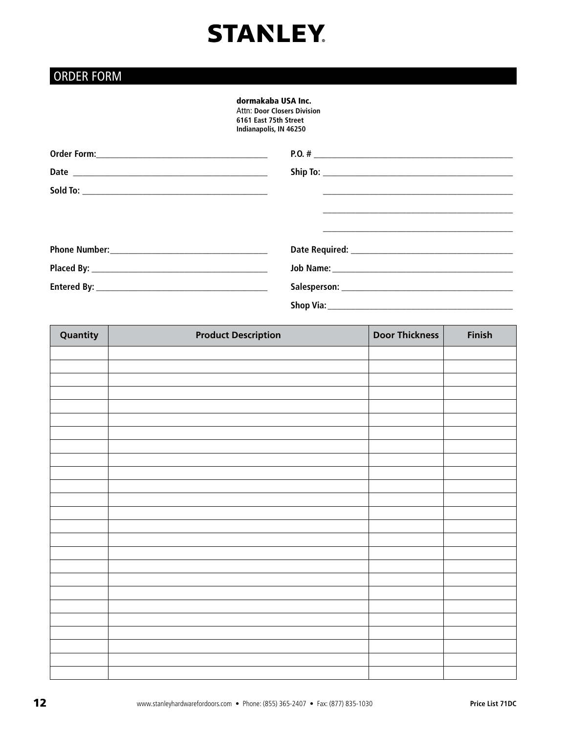# STANLEY

## ORDER FORM

**dormakaba USA Inc.**
Attn: **Door Closers Division**
**6161 East 75th Street**
**Indianapolis, IN 46250**

**Order Form:** ______________________________

**Date** ______________________________

**Sold To:** ______________________________

**Phone Number:** ______________________________

**Placed By:** ______________________________

**Entered By:** ______________________________

**P.O. #** ______________________________

**Ship To:** ______________________________

______________________________

______________________________

______________________________

**Date Required:** ______________________________

**Job Name:** ______________________________

**Salesperson:** ______________________________

**Shop Via:** ______________________________

| Quantity | Product Description | Door Thickness | Finish |
|---|---|---|---|
| | | | |
| | | | |
| | | | |
| | | | |
| | | | |
| | | | |
| | | | |
| | | | |
| | | | |
| | | | |
| | | | |
| | | | |
| | | | |
| | | | |
| | | | |
| | | | |
| | | | |
| | | | |
| | | | |
| | | | |
| | | | |
| | | | |
| | | | |
| | | | |
| | | | |

www.stanleyhardwarefordoors.com • Phone: (855) 365-2407 • Fax: (877) 835-1030

Price List 71DC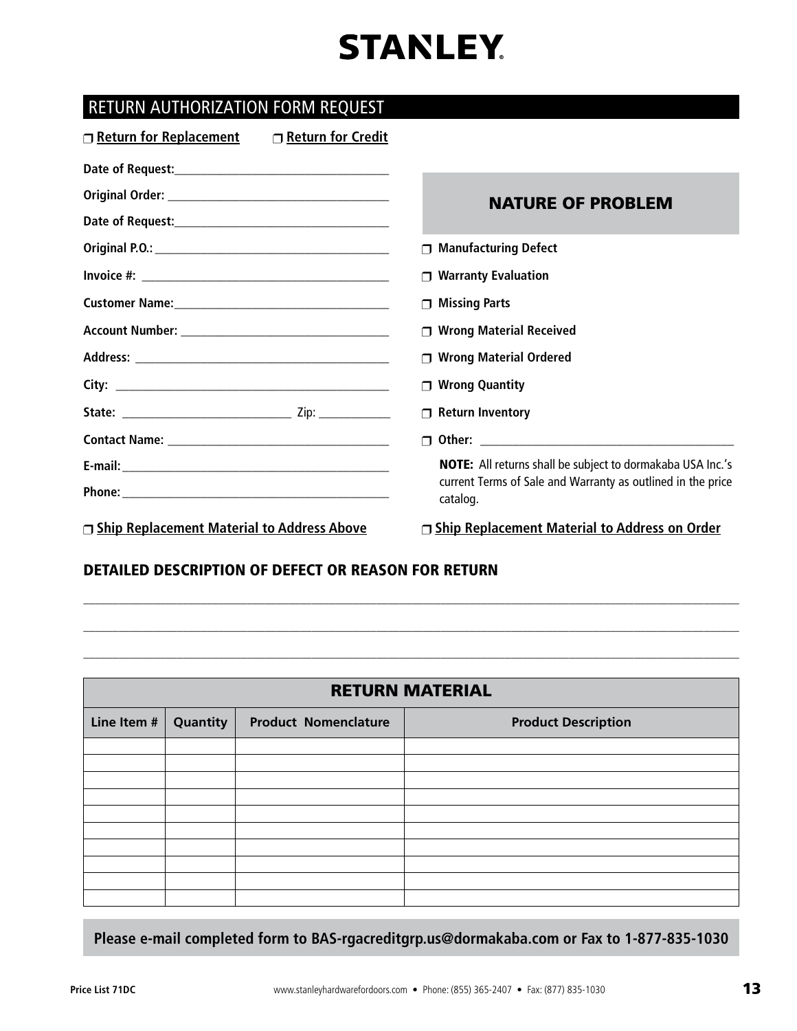# STANLEY

## RETURN AUTHORIZATION FORM REQUEST

❒ **Return for Replacement** ❒ **Return for Credit**

**Date of Request:**\_\_\_\_\_\_\_\_\_\_\_\_\_\_\_\_\_\_\_\_\_\_\_\_\_\_\_\_\_\_\_\_\_\_

**Original Order:** \_\_\_\_\_\_\_\_\_\_\_\_\_\_\_\_\_\_\_\_\_\_\_\_\_\_\_\_\_\_\_\_\_\_

**Date of Request:**\_\_\_\_\_\_\_\_\_\_\_\_\_\_\_\_\_\_\_\_\_\_\_\_\_\_\_\_\_\_\_\_\_\_

**Original P.O.:** \_\_\_\_\_\_\_\_\_\_\_\_\_\_\_\_\_\_\_\_\_\_\_\_\_\_\_\_\_\_\_\_\_\_

**Invoice #:** \_\_\_\_\_\_\_\_\_\_\_\_\_\_\_\_\_\_\_\_\_\_\_\_\_\_\_\_\_\_\_\_\_\_

**Customer Name:**\_\_\_\_\_\_\_\_\_\_\_\_\_\_\_\_\_\_\_\_\_\_\_\_\_\_\_\_\_\_\_\_\_\_

**Account Number:** \_\_\_\_\_\_\_\_\_\_\_\_\_\_\_\_\_\_\_\_\_\_\_\_\_\_\_\_\_\_\_\_\_\_

**Address:** \_\_\_\_\_\_\_\_\_\_\_\_\_\_\_\_\_\_\_\_\_\_\_\_\_\_\_\_\_\_\_\_\_\_

**City:** \_\_\_\_\_\_\_\_\_\_\_\_\_\_\_\_\_\_\_\_\_\_\_\_\_\_\_\_\_\_\_\_\_\_

**State:** \_\_\_\_\_\_\_\_\_\_\_\_\_\_\_\_\_\_\_\_\_\_\_\_ Zip: \_\_\_\_\_\_\_\_\_\_\_\_

**Contact Name:** \_\_\_\_\_\_\_\_\_\_\_\_\_\_\_\_\_\_\_\_\_\_\_\_\_\_\_\_\_\_\_\_\_\_

**E-mail:**\_\_\_\_\_\_\_\_\_\_\_\_\_\_\_\_\_\_\_\_\_\_\_\_\_\_\_\_\_\_\_\_\_\_

**Phone:** \_\_\_\_\_\_\_\_\_\_\_\_\_\_\_\_\_\_\_\_\_\_\_\_\_\_\_\_\_\_\_\_\_\_

### NATURE OF PROBLEM

- ❒ **Manufacturing Defect**
- ❒ **Warranty Evaluation**
- ❒ **Missing Parts**
- ❒ **Wrong Material Received**
- ❒ **Wrong Material Ordered**
- ❒ **Wrong Quantity**
- ❒ **Return Inventory**
- ❒ **Other:** \_\_\_\_\_\_\_\_\_\_\_\_\_\_\_\_\_\_\_\_\_\_\_\_\_\_\_\_\_\_\_\_\_\_

**NOTE:** All returns shall be subject to dormakaba USA Inc.'s current Terms of Sale and Warranty as outlined in the price catalog.

❒ **Ship Replacement Material to Address Above** ❒ **Ship Replacement Material to Address on Order**

### DETAILED DESCRIPTION OF DEFECT OR REASON FOR RETURN

\_\_\_\_\_\_\_\_\_\_\_\_\_\_\_\_\_\_\_\_\_\_\_\_\_\_\_\_\_\_\_\_\_\_\_\_\_\_\_\_\_\_\_\_\_\_\_\_\_\_\_\_\_\_\_\_\_\_\_\_\_\_\_\_\_\_\_\_

\_\_\_\_\_\_\_\_\_\_\_\_\_\_\_\_\_\_\_\_\_\_\_\_\_\_\_\_\_\_\_\_\_\_\_\_\_\_\_\_\_\_\_\_\_\_\_\_\_\_\_\_\_\_\_\_\_\_\_\_\_\_\_\_\_\_\_\_

\_\_\_\_\_\_\_\_\_\_\_\_\_\_\_\_\_\_\_\_\_\_\_\_\_\_\_\_\_\_\_\_\_\_\_\_\_\_\_\_\_\_\_\_\_\_\_\_\_\_\_\_\_\_\_\_\_\_\_\_\_\_\_\_\_\_\_\_

### RETURN MATERIAL

| Line Item # | Quantity | Product Nomenclature | Product Description |
|---|---|---|---|
| | | | |
| | | | |
| | | | |
| | | | |
| | | | |
| | | | |
| | | | |
| | | | |
| | | | |
| | | | |

**Please e-mail completed form to BAS-rgacreditgrp.us@dormakaba.com or Fax to 1-877-835-1030**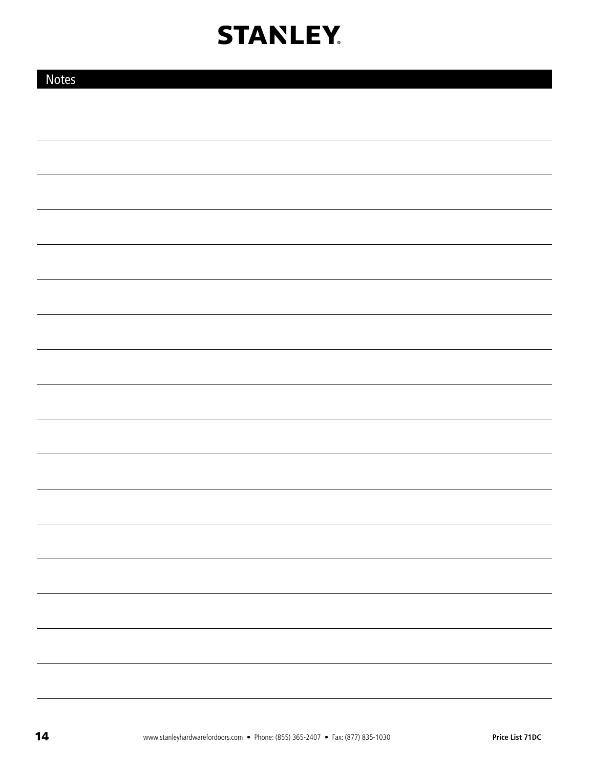## Notes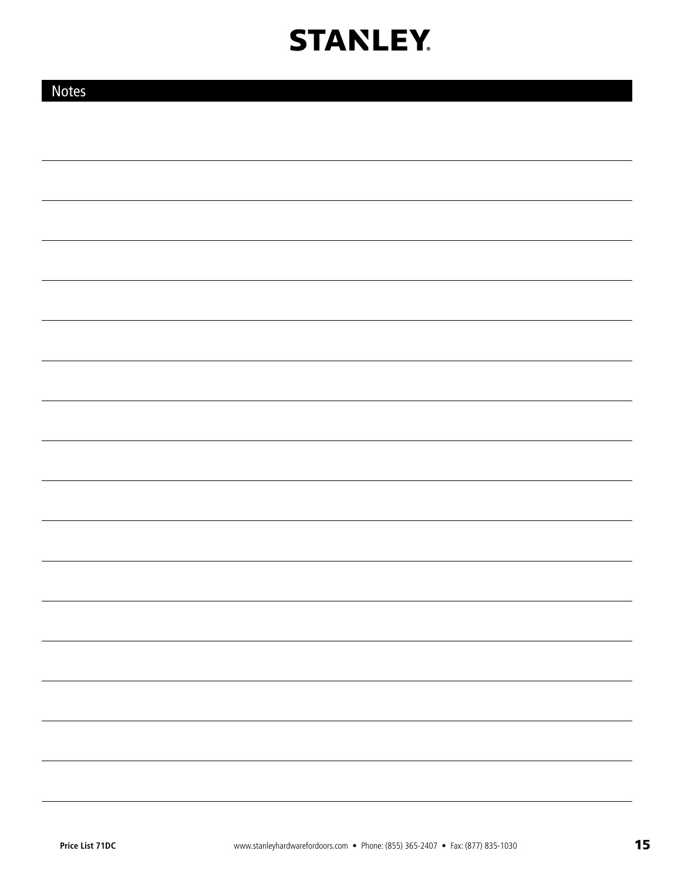## Notes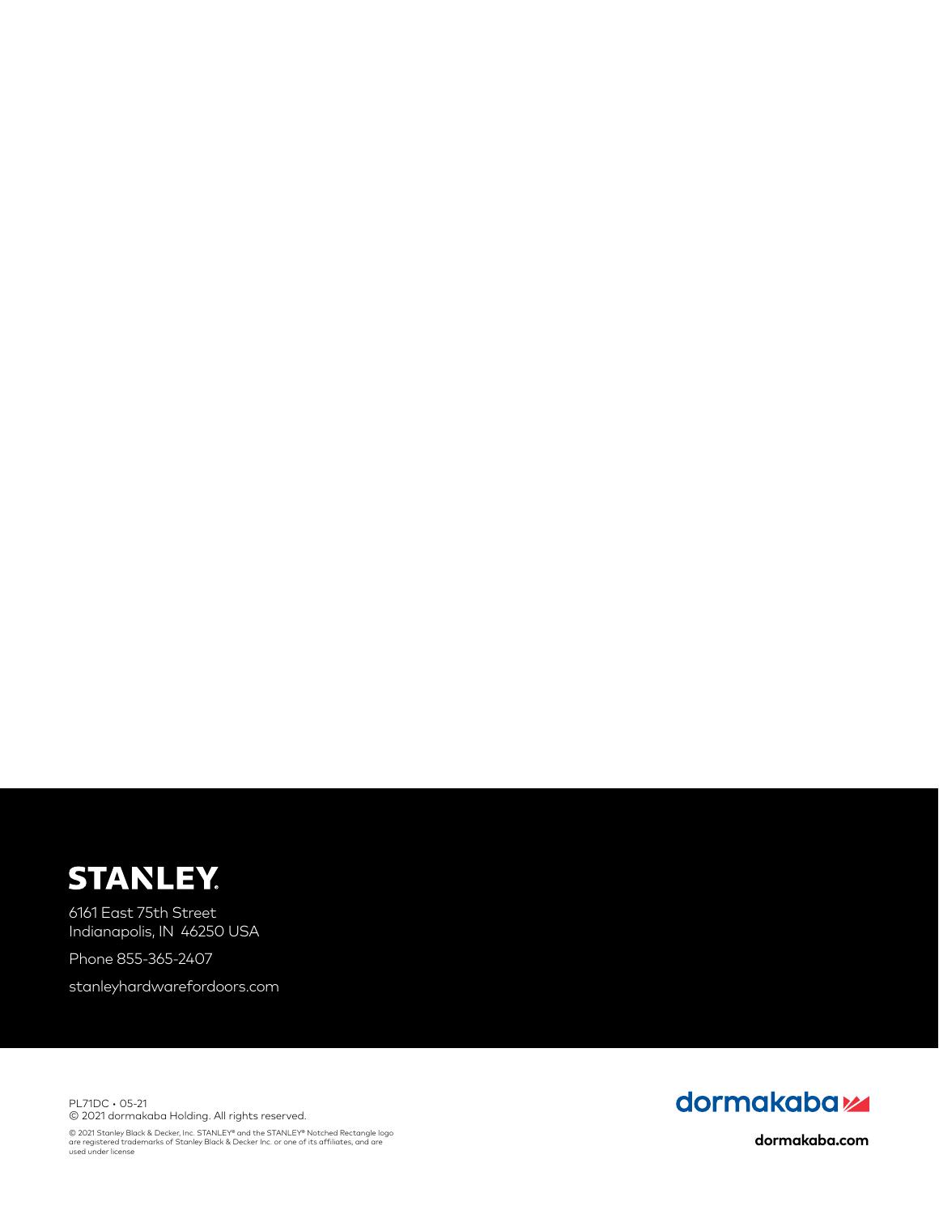**STANLEY.**

6161 East 75th Street
Indianapolis, IN 46250 USA

Phone 855-365-2407

stanleyhardwarefordoors.com

PL71DC • 05-21
© 2021 dormakaba Holding. All rights reserved.

© 2021 Stanley Black & Decker, Inc. STANLEY® and the STANLEY® Notched Rectangle logo are registered trademarks of Stanley Black & Decker Inc. or one of its affiliates, and are used under license

**dormakaba**

**dormakaba.com**